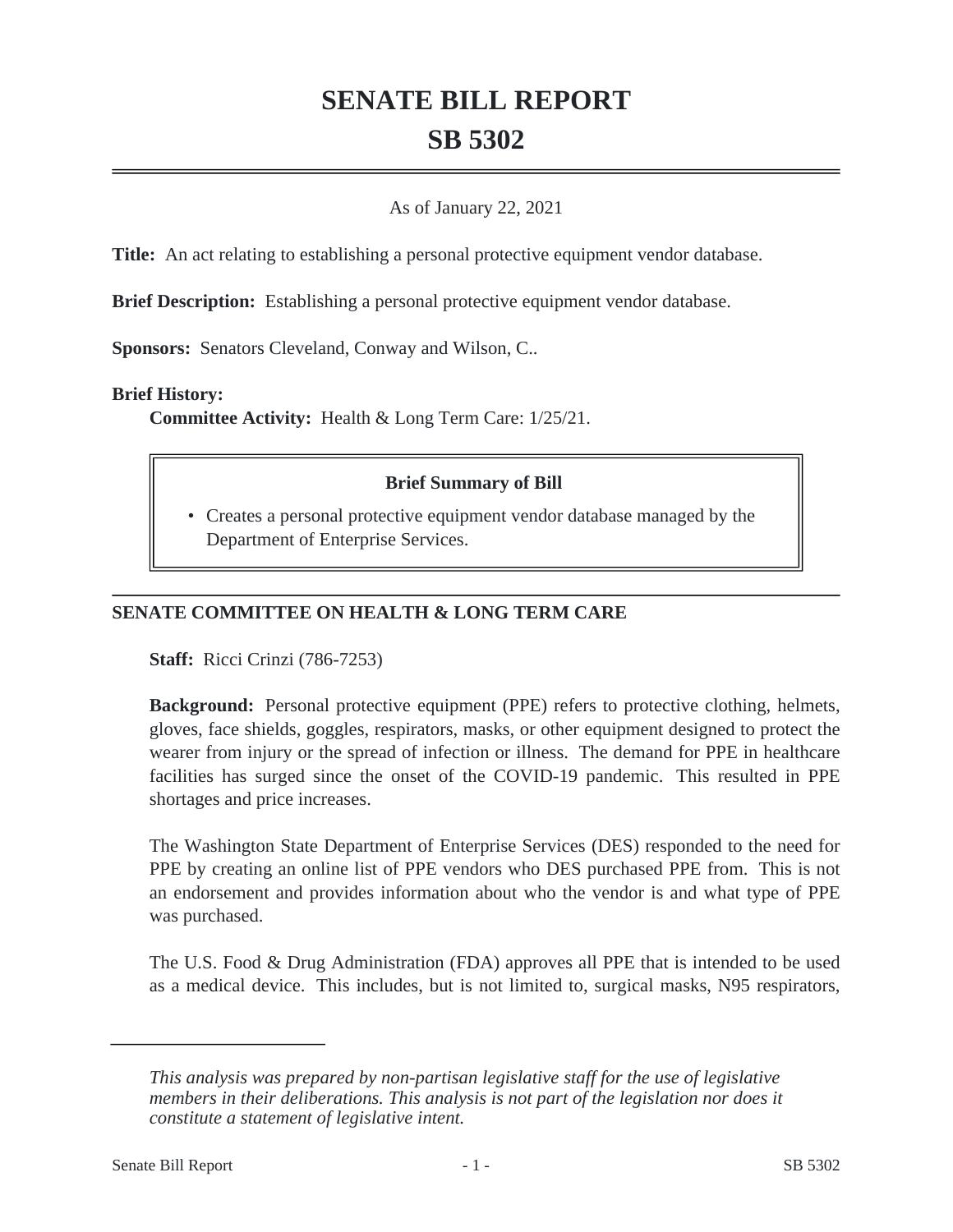# SENATE BILL REPORT
# SB 5302

As of January 22, 2021

**Title:** An act relating to establishing a personal protective equipment vendor database.

**Brief Description:** Establishing a personal protective equipment vendor database.

**Sponsors:** Senators Cleveland, Conway and Wilson, C..

**Brief History:**

**Committee Activity:** Health & Long Term Care: 1/25/21.

> **Brief Summary of Bill**
>
> - Creates a personal protective equipment vendor database managed by the Department of Enterprise Services.

## SENATE COMMITTEE ON HEALTH & LONG TERM CARE

**Staff:** Ricci Crinzi (786-7253)

**Background:** Personal protective equipment (PPE) refers to protective clothing, helmets, gloves, face shields, goggles, respirators, masks, or other equipment designed to protect the wearer from injury or the spread of infection or illness. The demand for PPE in healthcare facilities has surged since the onset of the COVID-19 pandemic. This resulted in PPE shortages and price increases.

The Washington State Department of Enterprise Services (DES) responded to the need for PPE by creating an online list of PPE vendors who DES purchased PPE from. This is not an endorsement and provides information about who the vendor is and what type of PPE was purchased.

The U.S. Food & Drug Administration (FDA) approves all PPE that is intended to be used as a medical device. This includes, but is not limited to, surgical masks, N95 respirators,

---

*This analysis was prepared by non-partisan legislative staff for the use of legislative members in their deliberations. This analysis is not part of the legislation nor does it constitute a statement of legislative intent.*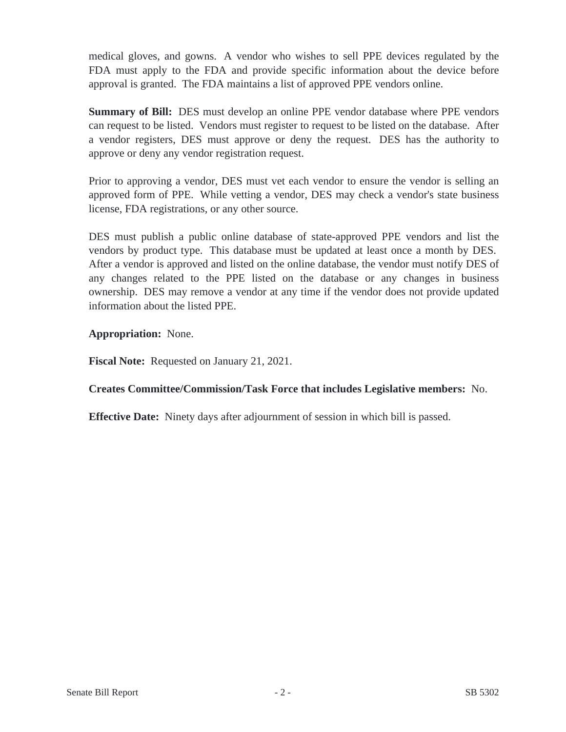medical gloves, and gowns. A vendor who wishes to sell PPE devices regulated by the FDA must apply to the FDA and provide specific information about the device before approval is granted. The FDA maintains a list of approved PPE vendors online.

**Summary of Bill:** DES must develop an online PPE vendor database where PPE vendors can request to be listed. Vendors must register to request to be listed on the database. After a vendor registers, DES must approve or deny the request. DES has the authority to approve or deny any vendor registration request.

Prior to approving a vendor, DES must vet each vendor to ensure the vendor is selling an approved form of PPE. While vetting a vendor, DES may check a vendor's state business license, FDA registrations, or any other source.

DES must publish a public online database of state-approved PPE vendors and list the vendors by product type. This database must be updated at least once a month by DES. After a vendor is approved and listed on the online database, the vendor must notify DES of any changes related to the PPE listed on the database or any changes in business ownership. DES may remove a vendor at any time if the vendor does not provide updated information about the listed PPE.

**Appropriation:** None.

**Fiscal Note:** Requested on January 21, 2021.

**Creates Committee/Commission/Task Force that includes Legislative members:** No.

**Effective Date:** Ninety days after adjournment of session in which bill is passed.